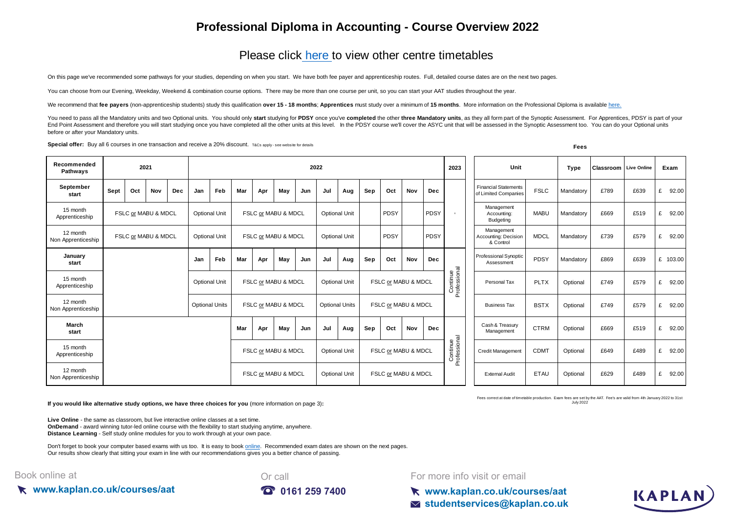# Professional Diploma in Accounting - Course Overview 2022

## Please click here to view other centre timetables

On this page we've recommended some pathways for your studies, depending on when you start. We have both fee payer and apprenticeship routes. Full, detailed course dates are on the next two pages.

You can choose from our Evening, Weekday, Weekend & combination course options. There may be more than one course per unit, so you can start your AAT studies throughout the year.

We recommend that **fee payers** (non-apprenticeship students) study this qualification **over 15 - 18 months**; **Apprentices** must study over a minimum of **15 months**. More information on the Professional Diploma is available here.

You need to pass all the Mandatory units and two Optional units. You should only **start** studying for **PDSY** once you've **completed** the other **three Mandatory units**, as they all form part of the Synoptic Assessment. For Apprentices, PDSY is part of your End Point Assessment and therefore you will start studying once you have completed all the other units at this level. In the PDSY course we'll cover the ASYC unit that will be assessed in the Synoptic Assessment too. You can do your Optional units before or after your Mandatory units.

**Special offer:** Buy all 6 courses in one transaction and receive a 20% discount. T&Cs apply - see website for details

| Recommended Pathways | 2021 | | | | 2022 | | | | | | | | | | | | 2023 |
|---|---|---|---|---|---|---|---|---|---|---|---|---|---|---|---|---|---|
| **September start** | Sept | Oct | Nov | Dec | Jan | Feb | Mar | Apr | May | Jun | Jul | Aug | Sep | Oct | Nov | Dec | |
| 15 month Apprenticeship | FSLC or MABU & MDCL | | | | Optional Unit | | FSLC or MABU & MDCL | | | | Optional Unit | | | PDSY | | PDSY | - |
| 12 month Non Apprenticeship | FSLC or MABU & MDCL | | | | Optional Unit | | FSLC or MABU & MDCL | | | | Optional Unit | | | PDSY | | PDSY | |
| **January start** | | | | | Jan | Feb | Mar | Apr | May | Jun | Jul | Aug | Sep | Oct | Nov | Dec | Continue Professional |
| 15 month Apprenticeship | | | | | Optional Unit | | FSLC or MABU & MDCL | | | | Optional Unit | | FSLC or MABU & MDCL | | | | |
| 12 month Non Apprenticeship | | | | | Optional Units | | FSLC or MABU & MDCL | | | | Optional Units | | FSLC or MABU & MDCL | | | | |
| **March start** | | | | | | | Mar | Apr | May | Jun | Jul | Aug | Sep | Oct | Nov | Dec | Continue Professional |
| 15 month Apprenticeship | | | | | | | FSLC or MABU & MDCL | | | | Optional Unit | | FSLC or MABU & MDCL | | | | |
| 12 month Non Apprenticeship | | | | | | | FSLC or MABU & MDCL | | | | Optional Unit | | FSLC or MABU & MDCL | | | | |

**Fees**

| Unit | | Type | Classroom | Live Online | Exam |
|---|---|---|---|---|---|
| Financial Statements of Limited Companies | FSLC | Mandatory | £789 | £639 | £ 92.00 |
| Management Accounting: Budgeting | MABU | Mandatory | £669 | £519 | £ 92.00 |
| Management Accounting: Decision & Control | MDCL | Mandatory | £739 | £579 | £ 92.00 |
| Professional Synoptic Assessment | PDSY | Mandatory | £869 | £639 | £ 103.00 |
| Personal Tax | PLTX | Optional | £749 | £579 | £ 92.00 |
| Business Tax | BSTX | Optional | £749 | £579 | £ 92.00 |
| Cash & Treasury Management | CTRM | Optional | £669 | £519 | £ 92.00 |
| Credit Management | CDMT | Optional | £649 | £489 | £ 92.00 |
| External Audit | ETAU | Optional | £629 | £489 | £ 92.00 |

Fees correct at date of timetable production. Exam fees are set by the AAT. Fee's are valid from 4th January 2022 to 31st July 2022

**If you would like alternative study options, we have three choices for you** (more information on page 3)**:**

**Live Online** - the same as classroom, but live interactive online classes at a set time.
**OnDemand** - award winning tutor-led online course with the flexibility to start studying anytime, anywhere.
**Distance Learning** - Self study online modules for you to work through at your own pace.

Don't forget to book your computer based exams with us too. It is easy to book online. Recommended exam dates are shown on the next pages.
Our results show clearly that sitting your exam in line with our recommendations gives you a better chance of passing.

Book online at **www.kaplan.co.uk/courses/aat**

Or call **0161 259 7400**

For more info visit or email **www.kaplan.co.uk/courses/aat** **studentservices@kaplan.co.uk**

KAPLAN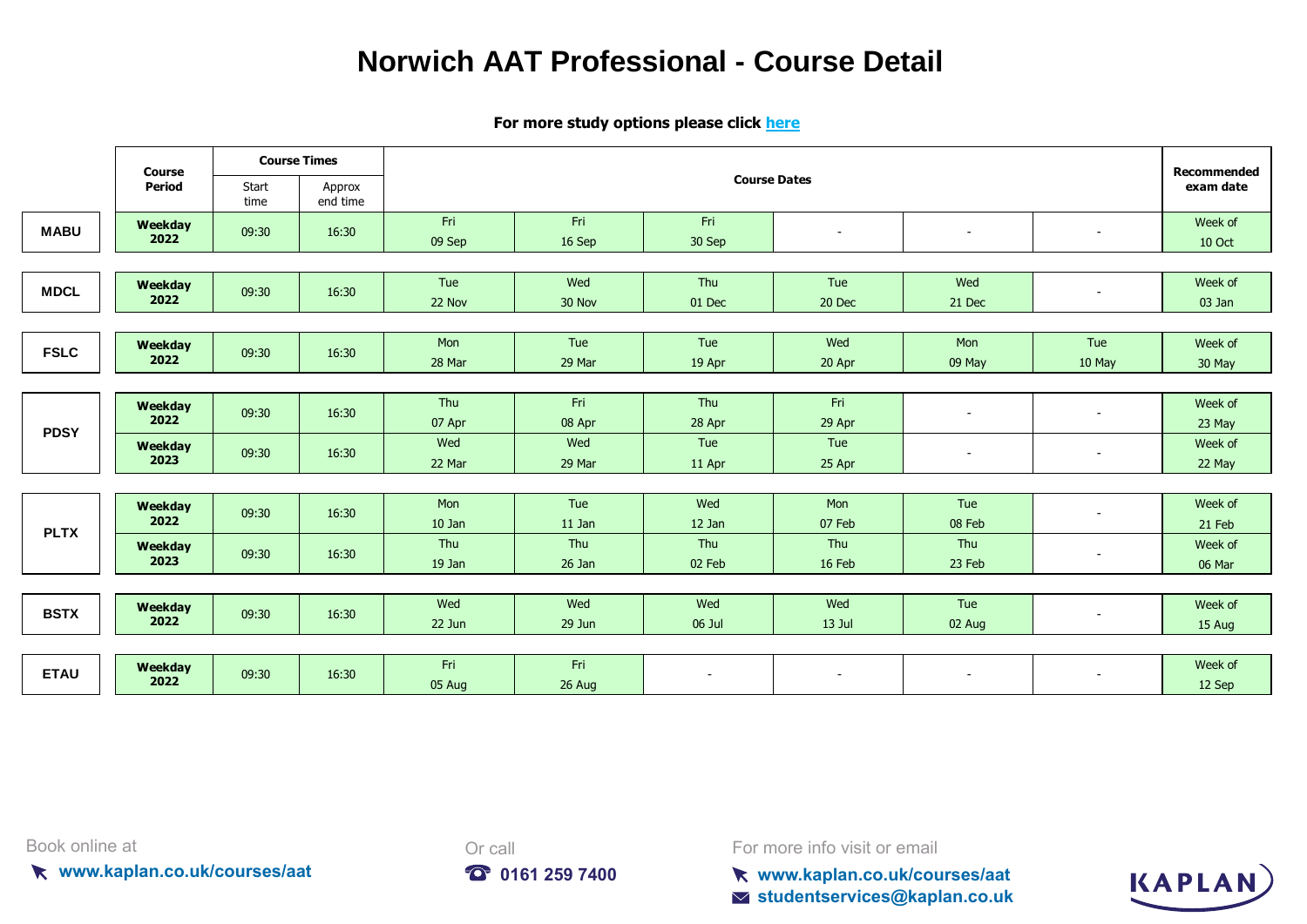# Norwich AAT Professional - Course Detail

**For more study options please click here**

| | Course Period | Course Times | | Course Dates | | | | | | Recommended exam date |
|---|---|---|---|---|---|---|---|---|---|---|
| | | Start time | Approx end time | | | | | | | |
| **MABU** | **Weekday 2022** | 09:30 | 16:30 | Fri 09 Sep | Fri 16 Sep | Fri 30 Sep | - | - | - | Week of 10 Oct |
| **MDCL** | **Weekday 2022** | 09:30 | 16:30 | Tue 22 Nov | Wed 30 Nov | Thu 01 Dec | Tue 20 Dec | Wed 21 Dec | - | Week of 03 Jan |
| **FSLC** | **Weekday 2022** | 09:30 | 16:30 | Mon 28 Mar | Tue 29 Mar | Tue 19 Apr | Wed 20 Apr | Mon 09 May | Tue 10 May | Week of 30 May |
| **PDSY** | **Weekday 2022** | 09:30 | 16:30 | Thu 07 Apr | Fri 08 Apr | Thu 28 Apr | Fri 29 Apr | - | - | Week of 23 May |
| | **Weekday 2023** | 09:30 | 16:30 | Wed 22 Mar | Wed 29 Mar | Tue 11 Apr | Tue 25 Apr | - | - | Week of 22 May |
| **PLTX** | **Weekday 2022** | 09:30 | 16:30 | Mon 10 Jan | Tue 11 Jan | Wed 12 Jan | Mon 07 Feb | Tue 08 Feb | - | Week of 21 Feb |
| | **Weekday 2023** | 09:30 | 16:30 | Thu 19 Jan | Thu 26 Jan | Thu 02 Feb | Thu 16 Feb | Thu 23 Feb | - | Week of 06 Mar |
| **BSTX** | **Weekday 2022** | 09:30 | 16:30 | Wed 22 Jun | Wed 29 Jun | Wed 06 Jul | Wed 13 Jul | Tue 02 Aug | - | Week of 15 Aug |
| **ETAU** | **Weekday 2022** | 09:30 | 16:30 | Fri 05 Aug | Fri 26 Aug | - | - | - | - | Week of 12 Sep |

Book online at
**www.kaplan.co.uk/courses/aat**

Or call
**0161 259 7400**

For more info visit or email
**www.kaplan.co.uk/courses/aat**
**studentservices@kaplan.co.uk**

KAPLAN